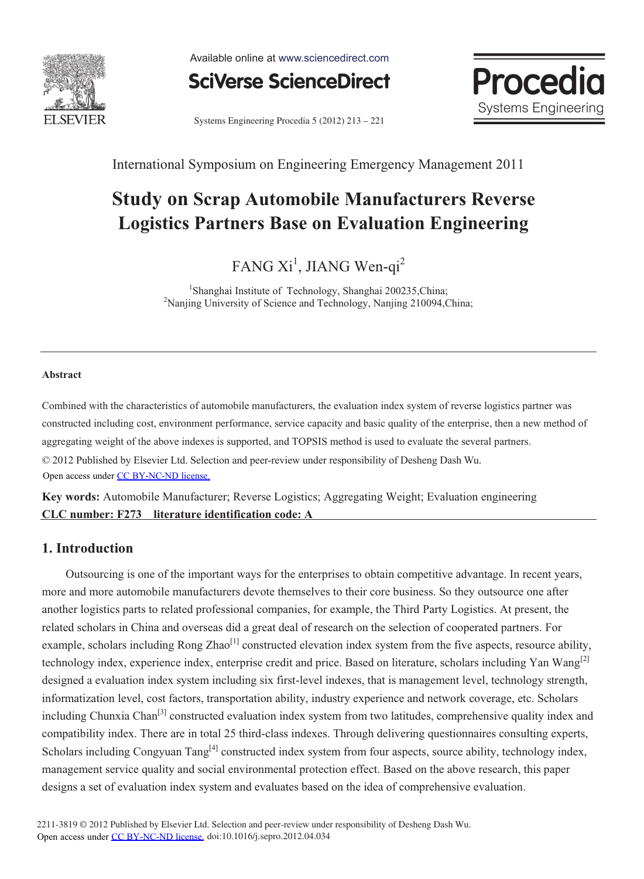International Symposium on Engineering Emergency Management 2011

# Study on Scrap Automobile Manufacturers Reverse Logistics Partners Base on Evaluation Engineering

FANG Xi[1], JIANG Wen-qi[2]

[1]Shanghai Institute of Technology, Shanghai 200235,China;
[2]Nanjing University of Science and Technology, Nanjing 210094,China;

---

**Abstract**

Combined with the characteristics of automobile manufacturers, the evaluation index system of reverse logistics partner was constructed including cost, environment performance, service capacity and basic quality of the enterprise, then a new method of aggregating weight of the above indexes is supported, and TOPSIS method is used to evaluate the several partners.

© 2012 Published by Elsevier Ltd. Selection and peer-review under responsibility of Desheng Dash Wu.
Open access under CC BY-NC-ND license.

**Key words:** Automobile Manufacturer; Reverse Logistics; Aggregating Weight; Evaluation engineering
**CLC number: F273 literature identification code: A**

## 1. Introduction

Outsourcing is one of the important ways for the enterprises to obtain competitive advantage. In recent years, more and more automobile manufacturers devote themselves to their core business. So they outsource one after another logistics parts to related professional companies, for example, the Third Party Logistics. At present, the related scholars in China and overseas did a great deal of research on the selection of cooperated partners. For example, scholars including Rong Zhao[1] constructed elevation index system from the five aspects, resource ability, technology index, experience index, enterprise credit and price. Based on literature, scholars including Yan Wang[2] designed a evaluation index system including six first-level indexes, that is management level, technology strength, informatization level, cost factors, transportation ability, industry experience and network coverage, etc. Scholars including Chunxia Chan[3] constructed evaluation index system from two latitudes, comprehensive quality index and compatibility index. There are in total 25 third-class indexes. Through delivering questionnaires consulting experts, Scholars including Congyuan Tang[4] constructed index system from four aspects, source ability, technology index, management service quality and social environmental protection effect. Based on the above research, this paper designs a set of evaluation index system and evaluates based on the idea of comprehensive evaluation.

2211-3819 © 2012 Published by Elsevier Ltd. Selection and peer-review under responsibility of Desheng Dash Wu.
Open access under CC BY-NC-ND license. doi:10.1016/j.sepro.2012.04.034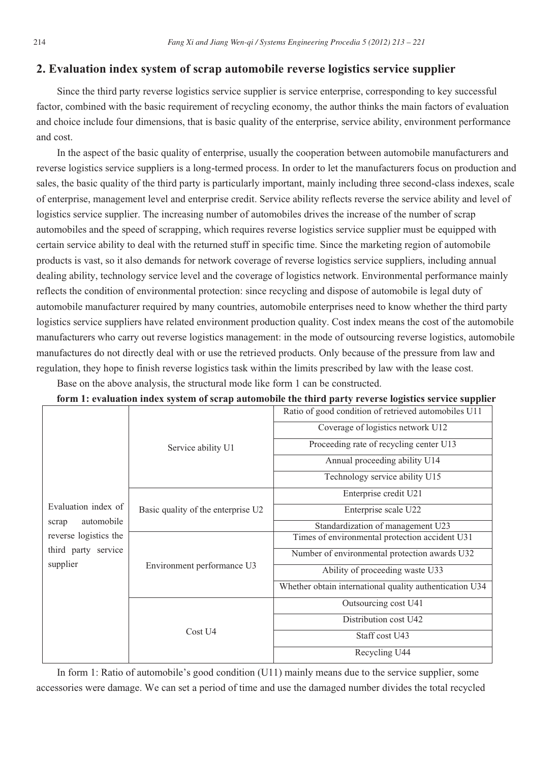## 2. Evaluation index system of scrap automobile reverse logistics service supplier

Since the third party reverse logistics service supplier is service enterprise, corresponding to key successful factor, combined with the basic requirement of recycling economy, the author thinks the main factors of evaluation and choice include four dimensions, that is basic quality of the enterprise, service ability, environment performance and cost.

In the aspect of the basic quality of enterprise, usually the cooperation between automobile manufacturers and reverse logistics service suppliers is a long-termed process. In order to let the manufacturers focus on production and sales, the basic quality of the third party is particularly important, mainly including three second-class indexes, scale of enterprise, management level and enterprise credit. Service ability reflects reverse the service ability and level of logistics service supplier. The increasing number of automobiles drives the increase of the number of scrap automobiles and the speed of scrapping, which requires reverse logistics service supplier must be equipped with certain service ability to deal with the returned stuff in specific time. Since the marketing region of automobile products is vast, so it also demands for network coverage of reverse logistics service suppliers, including annual dealing ability, technology service level and the coverage of logistics network. Environmental performance mainly reflects the condition of environmental protection: since recycling and dispose of automobile is legal duty of automobile manufacturer required by many countries, automobile enterprises need to know whether the third party logistics service suppliers have related environment production quality. Cost index means the cost of the automobile manufacturers who carry out reverse logistics management: in the mode of outsourcing reverse logistics, automobile manufactures do not directly deal with or use the retrieved products. Only because of the pressure from law and regulation, they hope to finish reverse logistics task within the limits prescribed by law with the lease cost.

Base on the above analysis, the structural mode like form 1 can be constructed.

**form 1: evaluation index system of scrap automobile the third party reverse logistics service supplier**

| | | |
|---|---|---|
| Evaluation index of scrap automobile reverse logistics the third party service supplier | Service ability U1 | Ratio of good condition of retrieved automobiles U11 |
| | | Coverage of logistics network U12 |
| | | Proceeding rate of recycling center U13 |
| | | Annual proceeding ability U14 |
| | | Technology service ability U15 |
| | Basic quality of the enterprise U2 | Enterprise credit U21 |
| | | Enterprise scale U22 |
| | | Standardization of management U23 |
| | Environment performance U3 | Times of environmental protection accident U31 |
| | | Number of environmental protection awards U32 |
| | | Ability of proceeding waste U33 |
| | | Whether obtain international quality authentication U34 |
| | Cost U4 | Outsourcing cost U41 |
| | | Distribution cost U42 |
| | | Staff cost U43 |
| | | Recycling U44 |

In form 1: Ratio of automobile's good condition (U11) mainly means due to the service supplier, some accessories were damage. We can set a period of time and use the damaged number divides the total recycled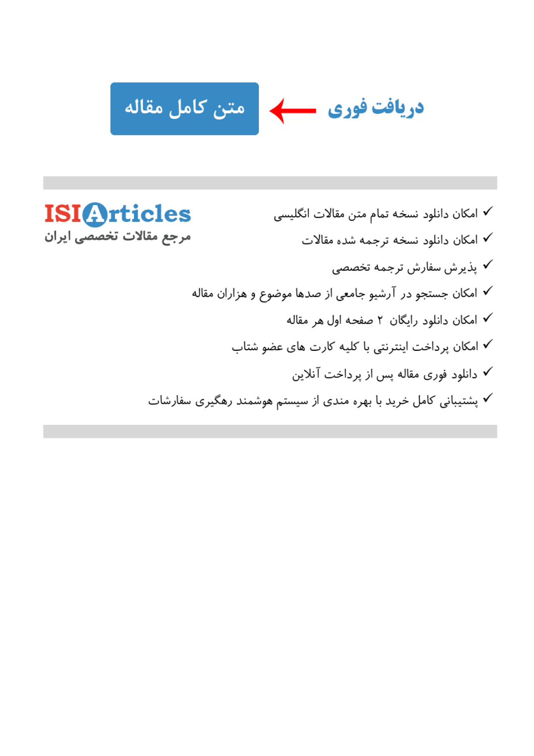دریافت فوری ← متن کامل مقاله

**ISIArticles**
مرجع مقالات تخصصی ایران

- ✓ امکان دانلود نسخه تمام متن مقالات انگلیسی
- ✓ امکان دانلود نسخه ترجمه شده مقالات
- ✓ پذیرش سفارش ترجمه تخصصی
- ✓ امکان جستجو در آرشیو جامعی از صدها موضوع و هزاران مقاله
- ✓ امکان دانلود رایگان ۲ صفحه اول هر مقاله
- ✓ امکان پرداخت اینترنتی با کلیه کارت های عضو شتاب
- ✓ دانلود فوری مقاله پس از پرداخت آنلاین
- ✓ پشتیبانی کامل خرید با بهره مندی از سیستم هوشمند رهگیری سفارشات